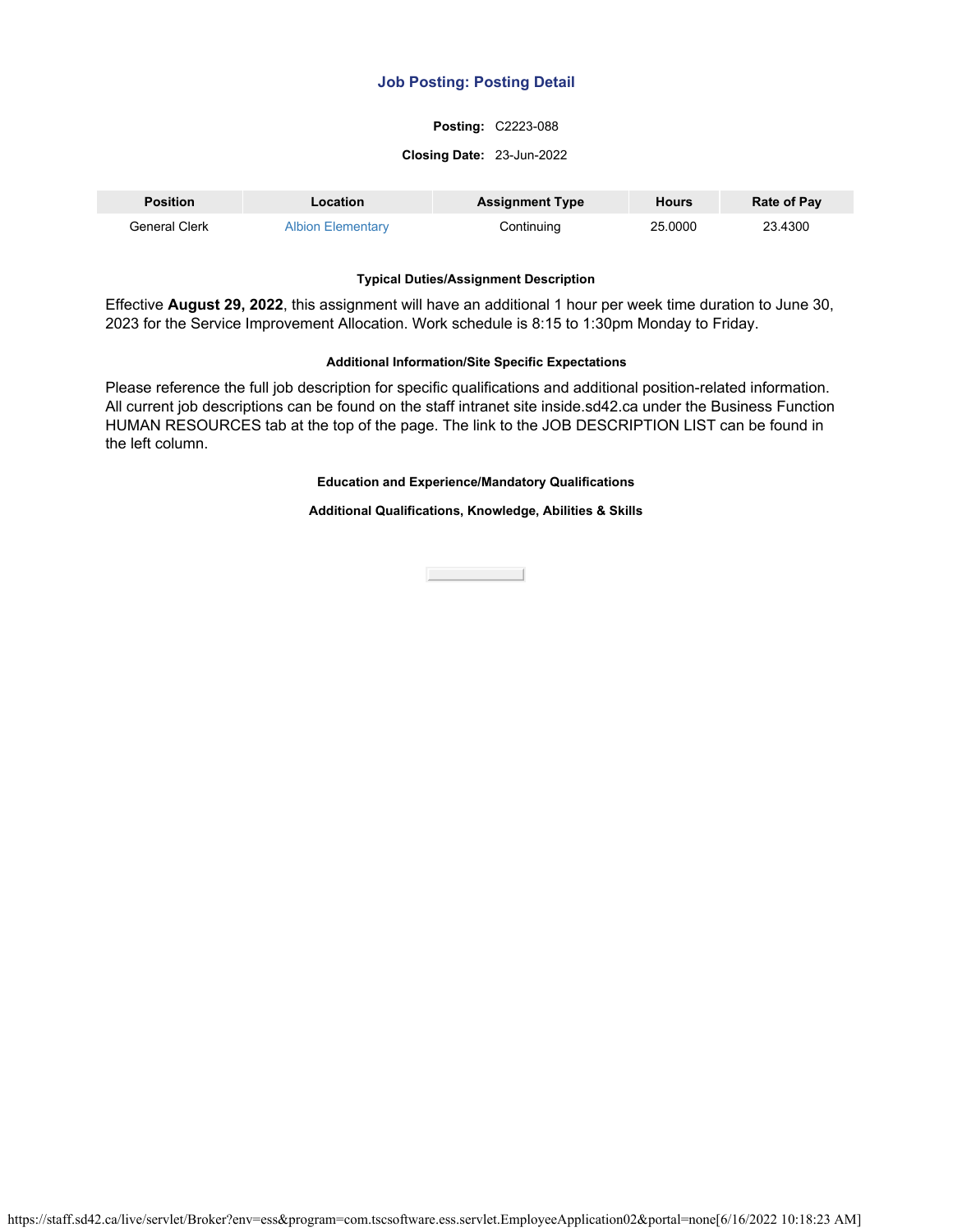## Job Posting: Posting Detail

**Posting:** C2223-088

**Closing Date:** 23-Jun-2022

| Position | Location | Assignment Type | Hours | Rate of Pay |
|---|---|---|---|---|
| General Clerk | Albion Elementary | Continuing | 25.0000 | 23.4300 |

#### Typical Duties/Assignment Description

Effective **August 29, 2022**, this assignment will have an additional 1 hour per week time duration to June 30, 2023 for the Service Improvement Allocation. Work schedule is 8:15 to 1:30pm Monday to Friday.

#### Additional Information/Site Specific Expectations

Please reference the full job description for specific qualifications and additional position-related information. All current job descriptions can be found on the staff intranet site inside.sd42.ca under the Business Function HUMAN RESOURCES tab at the top of the page. The link to the JOB DESCRIPTION LIST can be found in the left column.

#### Education and Experience/Mandatory Qualifications

#### Additional Qualifications, Knowledge, Abilities & Skills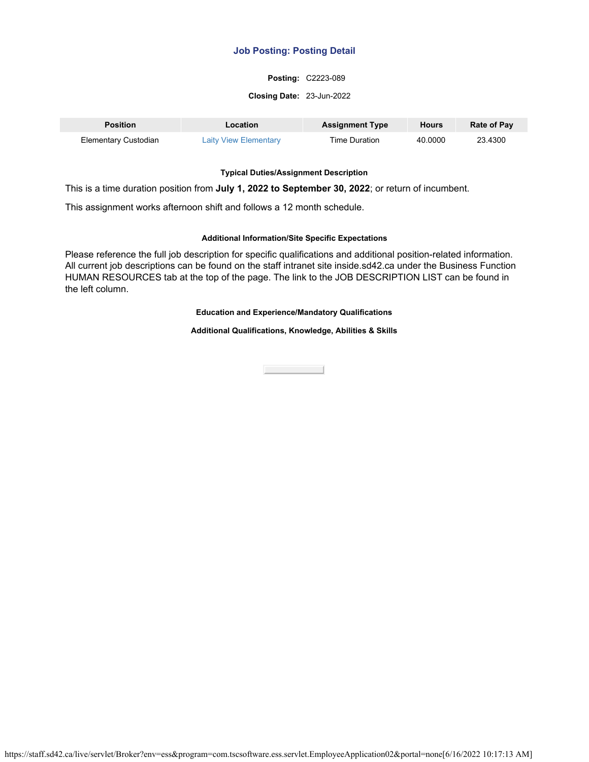## Job Posting: Posting Detail

**Posting:** C2223-089

**Closing Date:** 23-Jun-2022

| Position | Location | Assignment Type | Hours | Rate of Pay |
| --- | --- | --- | --- | --- |
| Elementary Custodian | Laity View Elementary | Time Duration | 40.0000 | 23.4300 |

#### Typical Duties/Assignment Description

This is a time duration position from **July 1, 2022 to September 30, 2022**; or return of incumbent.

This assignment works afternoon shift and follows a 12 month schedule.

#### Additional Information/Site Specific Expectations

Please reference the full job description for specific qualifications and additional position-related information. All current job descriptions can be found on the staff intranet site inside.sd42.ca under the Business Function HUMAN RESOURCES tab at the top of the page. The link to the JOB DESCRIPTION LIST can be found in the left column.

#### Education and Experience/Mandatory Qualifications

#### Additional Qualifications, Knowledge, Abilities & Skills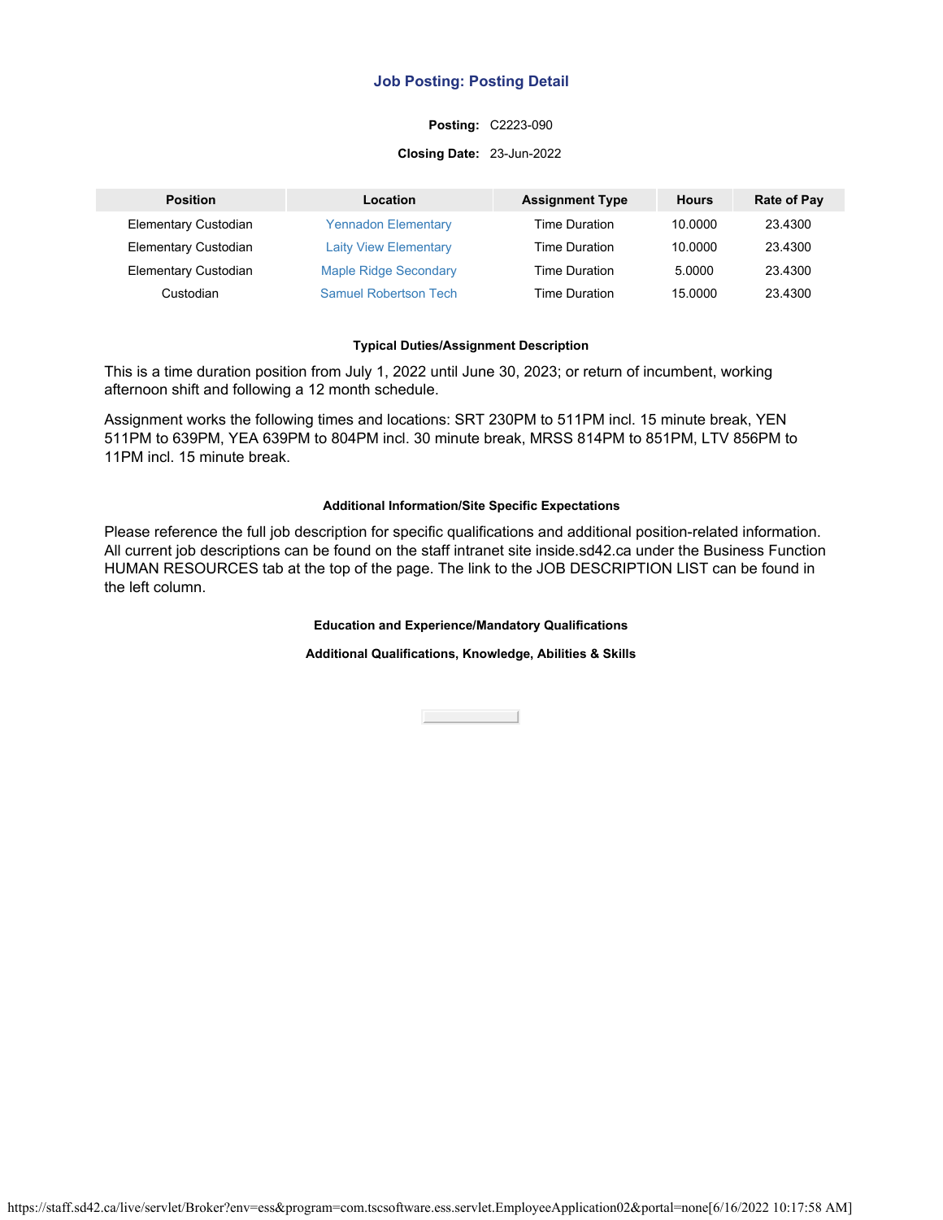## Job Posting: Posting Detail

**Posting:** C2223-090

**Closing Date:** 23-Jun-2022

| Position | Location | Assignment Type | Hours | Rate of Pay |
| --- | --- | --- | --- | --- |
| Elementary Custodian | Yennadon Elementary | Time Duration | 10.0000 | 23.4300 |
| Elementary Custodian | Laity View Elementary | Time Duration | 10.0000 | 23.4300 |
| Elementary Custodian | Maple Ridge Secondary | Time Duration | 5.0000 | 23.4300 |
| Custodian | Samuel Robertson Tech | Time Duration | 15.0000 | 23.4300 |

### Typical Duties/Assignment Description

This is a time duration position from July 1, 2022 until June 30, 2023; or return of incumbent, working afternoon shift and following a 12 month schedule.

Assignment works the following times and locations: SRT 230PM to 511PM incl. 15 minute break, YEN 511PM to 639PM, YEA 639PM to 804PM incl. 30 minute break, MRSS 814PM to 851PM, LTV 856PM to 11PM incl. 15 minute break.

### Additional Information/Site Specific Expectations

Please reference the full job description for specific qualifications and additional position-related information. All current job descriptions can be found on the staff intranet site inside.sd42.ca under the Business Function HUMAN RESOURCES tab at the top of the page. The link to the JOB DESCRIPTION LIST can be found in the left column.

### Education and Experience/Mandatory Qualifications

### Additional Qualifications, Knowledge, Abilities & Skills